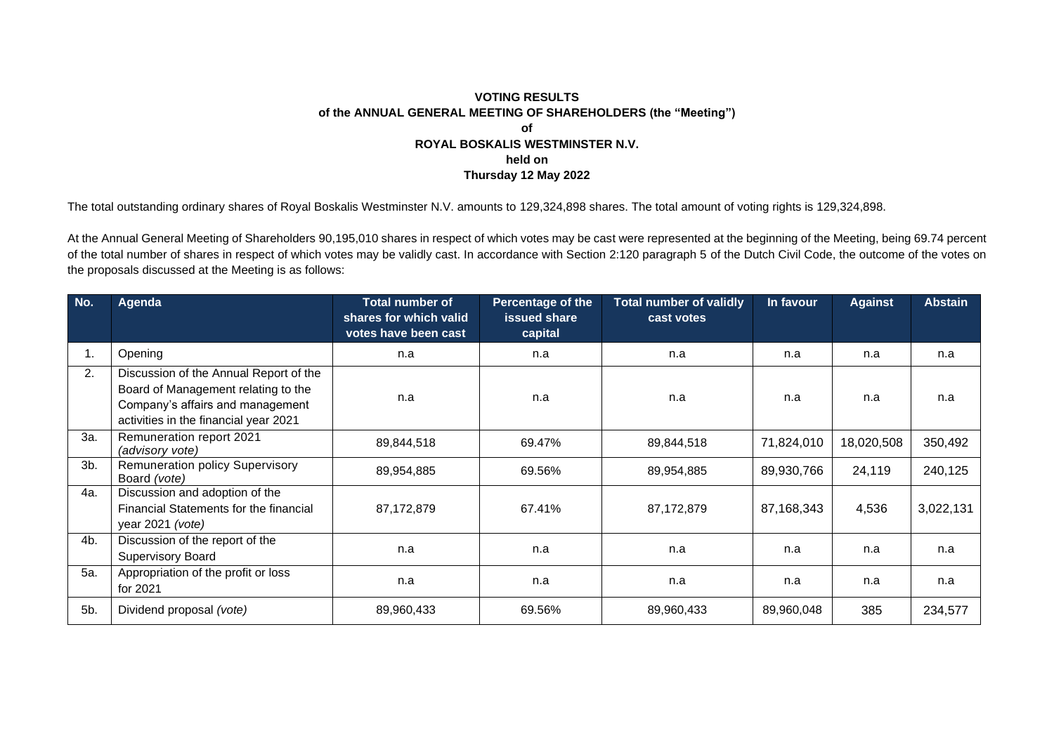**VOTING RESULTS**
**of the ANNUAL GENERAL MEETING OF SHAREHOLDERS (the "Meeting")**
**of**
**ROYAL BOSKALIS WESTMINSTER N.V.**
**held on**
**Thursday 12 May 2022**

The total outstanding ordinary shares of Royal Boskalis Westminster N.V. amounts to 129,324,898 shares. The total amount of voting rights is 129,324,898.

At the Annual General Meeting of Shareholders 90,195,010 shares in respect of which votes may be cast were represented at the beginning of the Meeting, being 69.74 percent of the total number of shares in respect of which votes may be validly cast. In accordance with Section 2:120 paragraph 5 of the Dutch Civil Code, the outcome of the votes on the proposals discussed at the Meeting is as follows:

| No. | Agenda | Total number of shares for which valid votes have been cast | Percentage of the issued share capital | Total number of validly cast votes | In favour | Against | Abstain |
|---|---|---|---|---|---|---|---|
| 1. | Opening | n.a | n.a | n.a | n.a | n.a | n.a |
| 2. | Discussion of the Annual Report of the Board of Management relating to the Company's affairs and management activities in the financial year 2021 | n.a | n.a | n.a | n.a | n.a | n.a |
| 3a. | Remuneration report 2021 *(advisory vote)* | 89,844,518 | 69.47% | 89,844,518 | 71,824,010 | 18,020,508 | 350,492 |
| 3b. | Remuneration policy Supervisory Board *(vote)* | 89,954,885 | 69.56% | 89,954,885 | 89,930,766 | 24,119 | 240,125 |
| 4a. | Discussion and adoption of the Financial Statements for the financial year 2021 *(vote)* | 87,172,879 | 67.41% | 87,172,879 | 87,168,343 | 4,536 | 3,022,131 |
| 4b. | Discussion of the report of the Supervisory Board | n.a | n.a | n.a | n.a | n.a | n.a |
| 5a. | Appropriation of the profit or loss for 2021 | n.a | n.a | n.a | n.a | n.a | n.a |
| 5b. | Dividend proposal *(vote)* | 89,960,433 | 69.56% | 89,960,433 | 89,960,048 | 385 | 234,577 |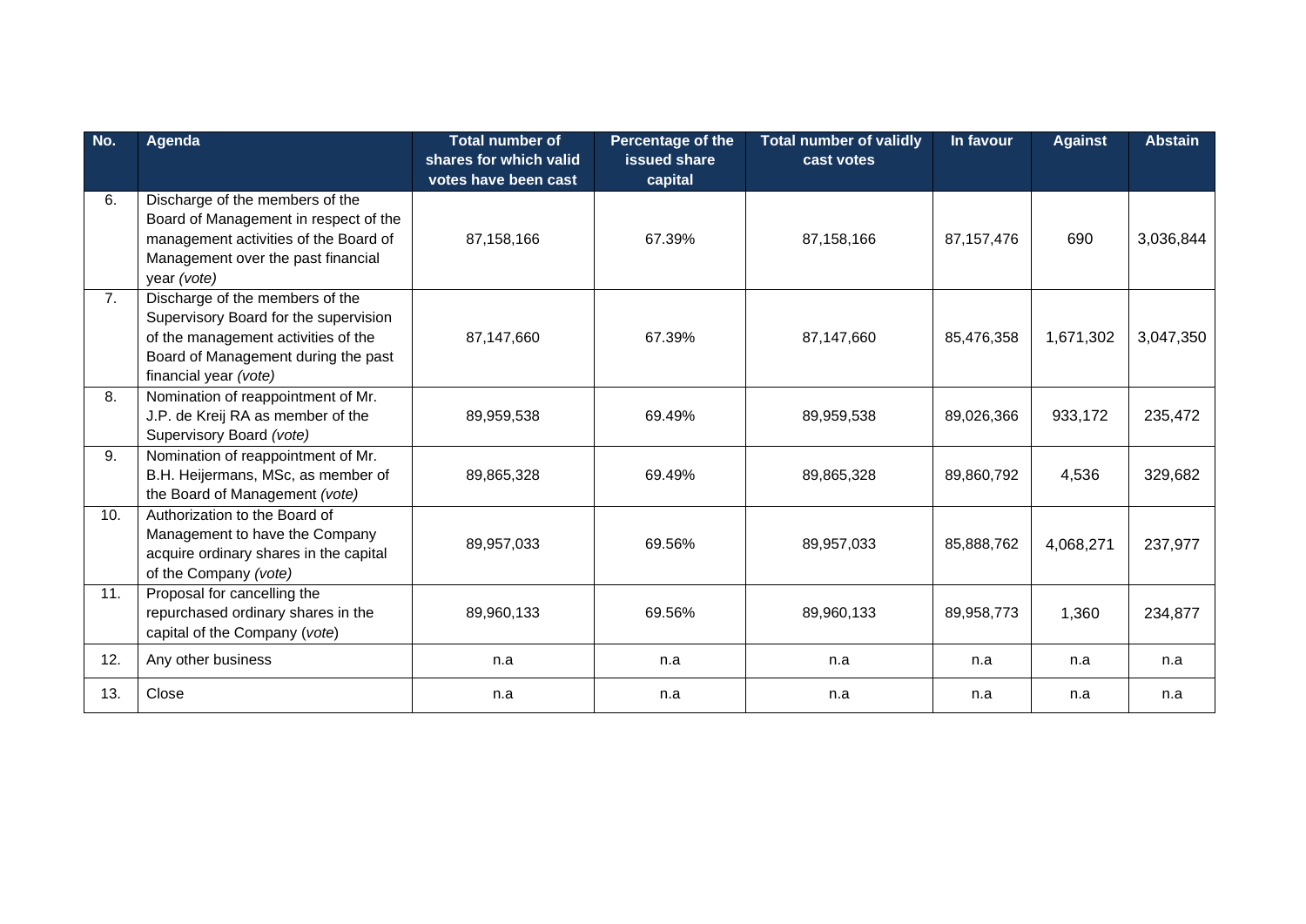| No. | Agenda | Total number of shares for which valid votes have been cast | Percentage of the issued share capital | Total number of validly cast votes | In favour | Against | Abstain |
|---|---|---|---|---|---|---|---|
| 6. | Discharge of the members of the Board of Management in respect of the management activities of the Board of Management over the past financial year *(vote)* | 87,158,166 | 67.39% | 87,158,166 | 87,157,476 | 690 | 3,036,844 |
| 7. | Discharge of the members of the Supervisory Board for the supervision of the management activities of the Board of Management during the past financial year *(vote)* | 87,147,660 | 67.39% | 87,147,660 | 85,476,358 | 1,671,302 | 3,047,350 |
| 8. | Nomination of reappointment of Mr. J.P. de Kreij RA as member of the Supervisory Board *(vote)* | 89,959,538 | 69.49% | 89,959,538 | 89,026,366 | 933,172 | 235,472 |
| 9. | Nomination of reappointment of Mr. B.H. Heijermans, MSc, as member of the Board of Management *(vote)* | 89,865,328 | 69.49% | 89,865,328 | 89,860,792 | 4,536 | 329,682 |
| 10. | Authorization to the Board of Management to have the Company acquire ordinary shares in the capital of the Company *(vote)* | 89,957,033 | 69.56% | 89,957,033 | 85,888,762 | 4,068,271 | 237,977 |
| 11. | Proposal for cancelling the repurchased ordinary shares in the capital of the Company (*vote*) | 89,960,133 | 69.56% | 89,960,133 | 89,958,773 | 1,360 | 234,877 |
| 12. | Any other business | n.a | n.a | n.a | n.a | n.a | n.a |
| 13. | Close | n.a | n.a | n.a | n.a | n.a | n.a |